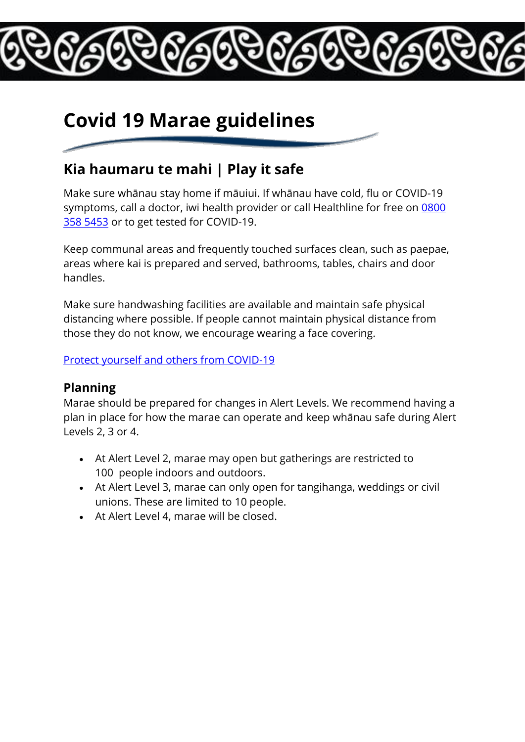# Covid 19 Marae guidelines

## Kia haumaru te mahi | Play it safe

Make sure whānau stay home if māuiui. If whānau have cold, flu or COVID-19 symptoms, call a doctor, iwi health provider or call Healthline for free on 0800 358 5453 or to get tested for COVID-19.

Keep communal areas and frequently touched surfaces clean, such as paepae, areas where kai is prepared and served, bathrooms, tables, chairs and door handles.

Make sure handwashing facilities are available and maintain safe physical distancing where possible. If people cannot maintain physical distance from those they do not know, we encourage wearing a face covering.

Protect yourself and others from COVID-19

### Planning

Marae should be prepared for changes in Alert Levels. We recommend having a plan in place for how the marae can operate and keep whānau safe during Alert Levels 2, 3 or 4.

- At Alert Level 2, marae may open but gatherings are restricted to 100 people indoors and outdoors.
- At Alert Level 3, marae can only open for tangihanga, weddings or civil unions. These are limited to 10 people.
- At Alert Level 4, marae will be closed.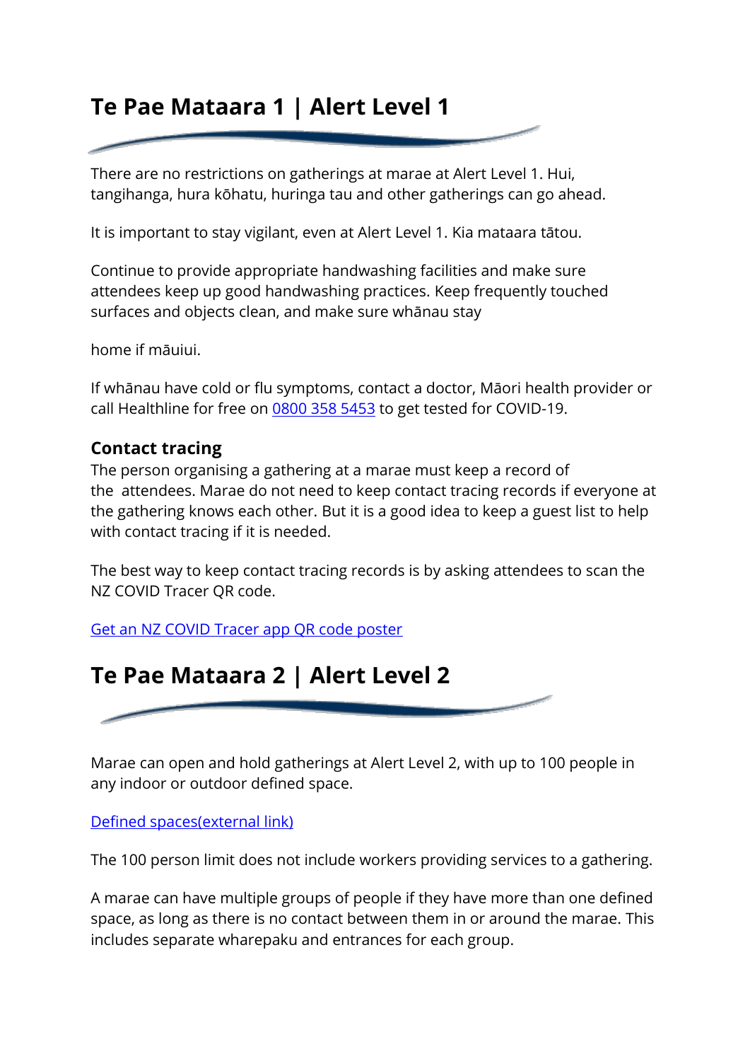# Te Pae Mataara 1 | Alert Level 1

There are no restrictions on gatherings at marae at Alert Level 1. Hui, tangihanga, hura kōhatu, huringa tau and other gatherings can go ahead.

It is important to stay vigilant, even at Alert Level 1. Kia mataara tātou.

Continue to provide appropriate handwashing facilities and make sure attendees keep up good handwashing practices. Keep frequently touched surfaces and objects clean, and make sure whānau stay

home if māuiui.

If whānau have cold or flu symptoms, contact a doctor, Māori health provider or call Healthline for free on 0800 358 5453 to get tested for COVID-19.

### Contact tracing

The person organising a gathering at a marae must keep a record of the attendees. Marae do not need to keep contact tracing records if everyone at the gathering knows each other. But it is a good idea to keep a guest list to help with contact tracing if it is needed.

The best way to keep contact tracing records is by asking attendees to scan the NZ COVID Tracer QR code.

Get an NZ COVID Tracer app QR code poster

# Te Pae Mataara 2 | Alert Level 2

Marae can open and hold gatherings at Alert Level 2, with up to 100 people in any indoor or outdoor defined space.

Defined spaces(external link)

The 100 person limit does not include workers providing services to a gathering.

A marae can have multiple groups of people if they have more than one defined space, as long as there is no contact between them in or around the marae. This includes separate wharepaku and entrances for each group.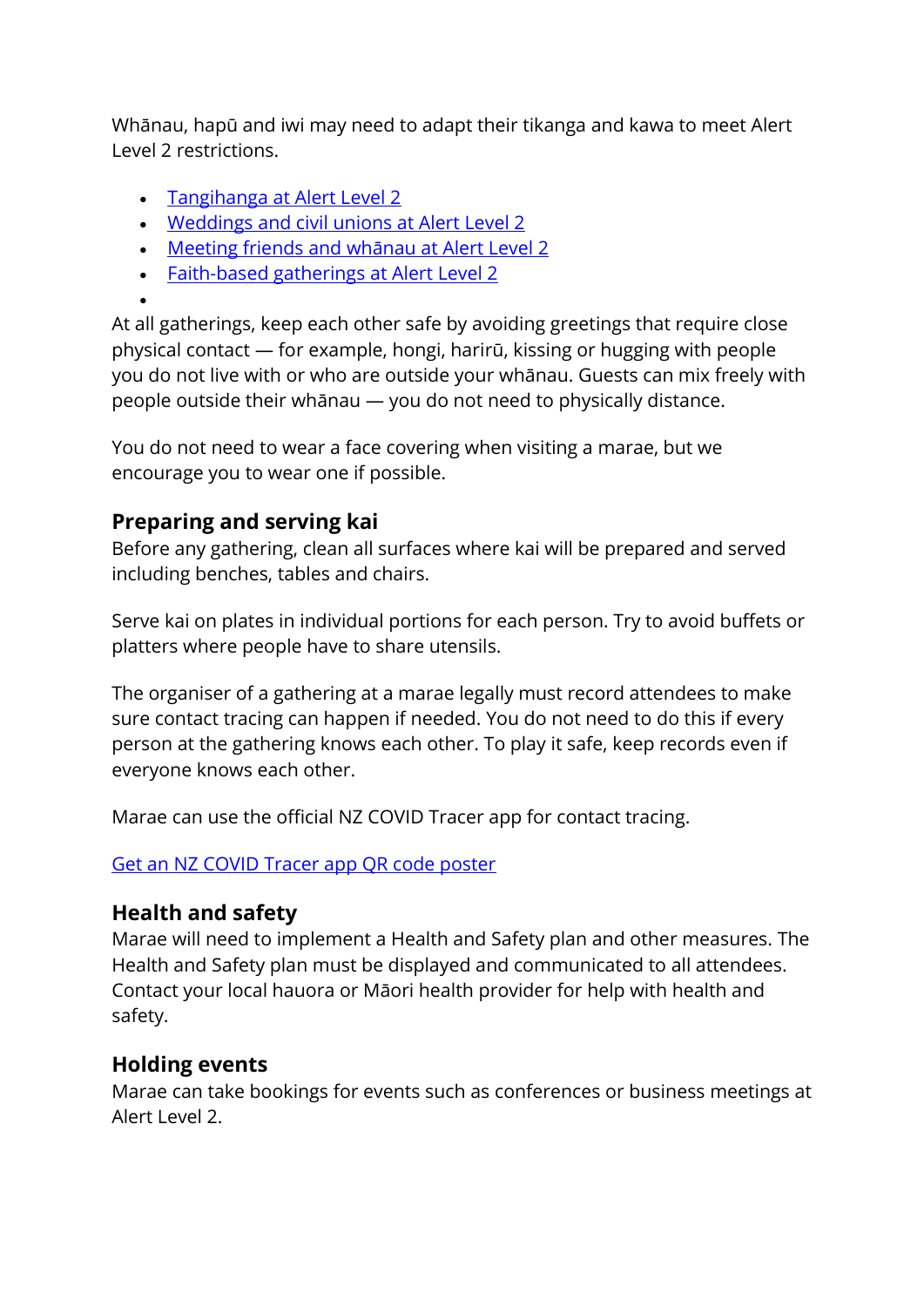Whānau, hapū and iwi may need to adapt their tikanga and kawa to meet Alert Level 2 restrictions.

- [Tangihanga at Alert Level 2]
- [Weddings and civil unions at Alert Level 2]
- [Meeting friends and whānau at Alert Level 2]
- [Faith-based gatherings at Alert Level 2]
- 

At all gatherings, keep each other safe by avoiding greetings that require close physical contact — for example, hongi, harirū, kissing or hugging with people you do not live with or who are outside your whānau. Guests can mix freely with people outside their whānau — you do not need to physically distance.

You do not need to wear a face covering when visiting a marae, but we encourage you to wear one if possible.

### Preparing and serving kai

Before any gathering, clean all surfaces where kai will be prepared and served including benches, tables and chairs.

Serve kai on plates in individual portions for each person. Try to avoid buffets or platters where people have to share utensils.

The organiser of a gathering at a marae legally must record attendees to make sure contact tracing can happen if needed. You do not need to do this if every person at the gathering knows each other. To play it safe, keep records even if everyone knows each other.

Marae can use the official NZ COVID Tracer app for contact tracing.

[Get an NZ COVID Tracer app QR code poster]

### Health and safety

Marae will need to implement a Health and Safety plan and other measures. The Health and Safety plan must be displayed and communicated to all attendees. Contact your local hauora or Māori health provider for help with health and safety.

### Holding events

Marae can take bookings for events such as conferences or business meetings at Alert Level 2.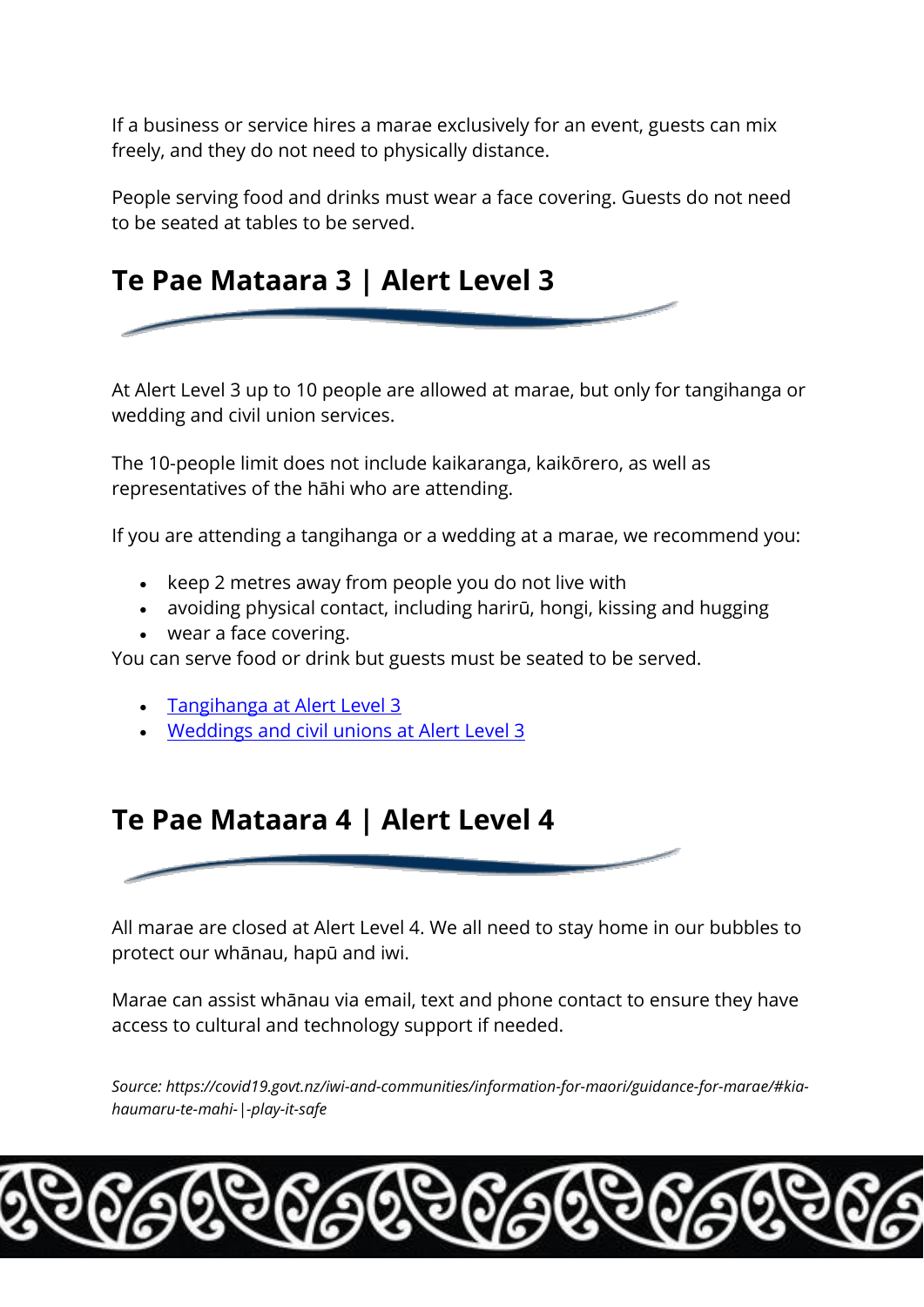If a business or service hires a marae exclusively for an event, guests can mix freely, and they do not need to physically distance.

People serving food and drinks must wear a face covering. Guests do not need to be seated at tables to be served.

## Te Pae Mataara 3 | Alert Level 3

At Alert Level 3 up to 10 people are allowed at marae, but only for tangihanga or wedding and civil union services.

The 10-people limit does not include kaikaranga, kaikōrero, as well as representatives of the hāhi who are attending.

If you are attending a tangihanga or a wedding at a marae, we recommend you:

- keep 2 metres away from people you do not live with
- avoiding physical contact, including harirū, hongi, kissing and hugging
- wear a face covering.

You can serve food or drink but guests must be seated to be served.

- Tangihanga at Alert Level 3
- Weddings and civil unions at Alert Level 3

## Te Pae Mataara 4 | Alert Level 4

All marae are closed at Alert Level 4. We all need to stay home in our bubbles to protect our whānau, hapū and iwi.

Marae can assist whānau via email, text and phone contact to ensure they have access to cultural and technology support if needed.

*Source: https://covid19.govt.nz/iwi-and-communities/information-for-maori/guidance-for-marae/#kia-haumaru-te-mahi-|-play-it-safe*